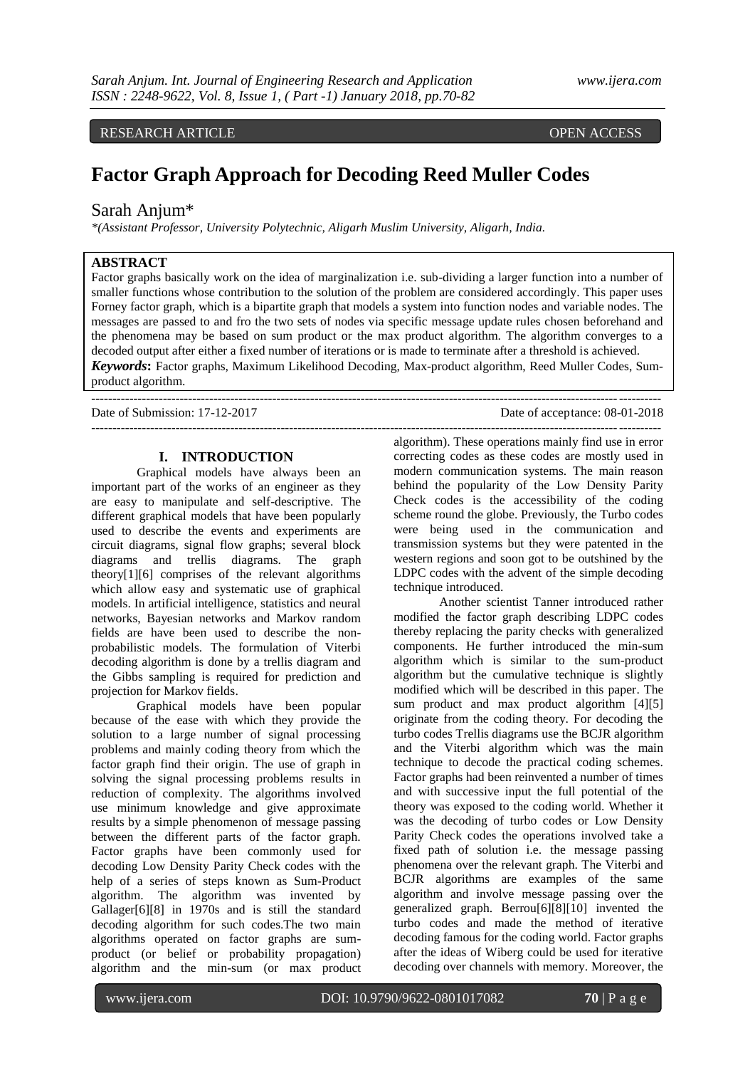RESEARCH ARTICLE OPEN ACCESS

# Factor Graph Approach for Decoding Reed Muller Codes

Sarah Anjum*

*\*(Assistant Professor, University Polytechnic, Aligarh Muslim University, Aligarh, India.*

**ABSTRACT**

Factor graphs basically work on the idea of marginalization i.e. sub-dividing a larger function into a number of smaller functions whose contribution to the solution of the problem are considered accordingly. This paper uses Forney factor graph, which is a bipartite graph that models a system into function nodes and variable nodes. The messages are passed to and fro the two sets of nodes via specific message update rules chosen beforehand and the phenomena may be based on sum product or the max product algorithm. The algorithm converges to a decoded output after either a fixed number of iterations or is made to terminate after a threshold is achieved.

***Keywords*:** Factor graphs, Maximum Likelihood Decoding, Max-product algorithm, Reed Muller Codes, Sum-product algorithm.

Date of Submission: 17-12-2017 Date of acceptance: 08-01-2018

## I. INTRODUCTION

Graphical models have always been an important part of the works of an engineer as they are easy to manipulate and self-descriptive. The different graphical models that have been popularly used to describe the events and experiments are circuit diagrams, signal flow graphs; several block diagrams and trellis diagrams. The graph theory[1][6] comprises of the relevant algorithms which allow easy and systematic use of graphical models. In artificial intelligence, statistics and neural networks, Bayesian networks and Markov random fields are have been used to describe the non-probabilistic models. The formulation of Viterbi decoding algorithm is done by a trellis diagram and the Gibbs sampling is required for prediction and projection for Markov fields.

Graphical models have been popular because of the ease with which they provide the solution to a large number of signal processing problems and mainly coding theory from which the factor graph find their origin. The use of graph in solving the signal processing problems results in reduction of complexity. The algorithms involved use minimum knowledge and give approximate results by a simple phenomenon of message passing between the different parts of the factor graph. Factor graphs have been commonly used for decoding Low Density Parity Check codes with the help of a series of steps known as Sum-Product algorithm. The algorithm was invented by Gallager[6][8] in 1970s and is still the standard decoding algorithm for such codes.The two main algorithms operated on factor graphs are sum-product (or belief or probability propagation) algorithm and the min-sum (or max product algorithm). These operations mainly find use in error correcting codes as these codes are mostly used in modern communication systems. The main reason behind the popularity of the Low Density Parity Check codes is the accessibility of the coding scheme round the globe. Previously, the Turbo codes were being used in the communication and transmission systems but they were patented in the western regions and soon got to be outshined by the LDPC codes with the advent of the simple decoding technique introduced.

Another scientist Tanner introduced rather modified the factor graph describing LDPC codes thereby replacing the parity checks with generalized components. He further introduced the min-sum algorithm which is similar to the sum-product algorithm but the cumulative technique is slightly modified which will be described in this paper. The sum product and max product algorithm [4][5] originate from the coding theory. For decoding the turbo codes Trellis diagrams use the BCJR algorithm and the Viterbi algorithm which was the main technique to decode the practical coding schemes. Factor graphs had been reinvented a number of times and with successive input the full potential of the theory was exposed to the coding world. Whether it was the decoding of turbo codes or Low Density Parity Check codes the operations involved take a fixed path of solution i.e. the message passing phenomena over the relevant graph. The Viterbi and BCJR algorithms are examples of the same algorithm and involve message passing over the generalized graph. Berrou[6][8][10] invented the turbo codes and made the method of iterative decoding famous for the coding world. Factor graphs after the ideas of Wiberg could be used for iterative decoding over channels with memory. Moreover, the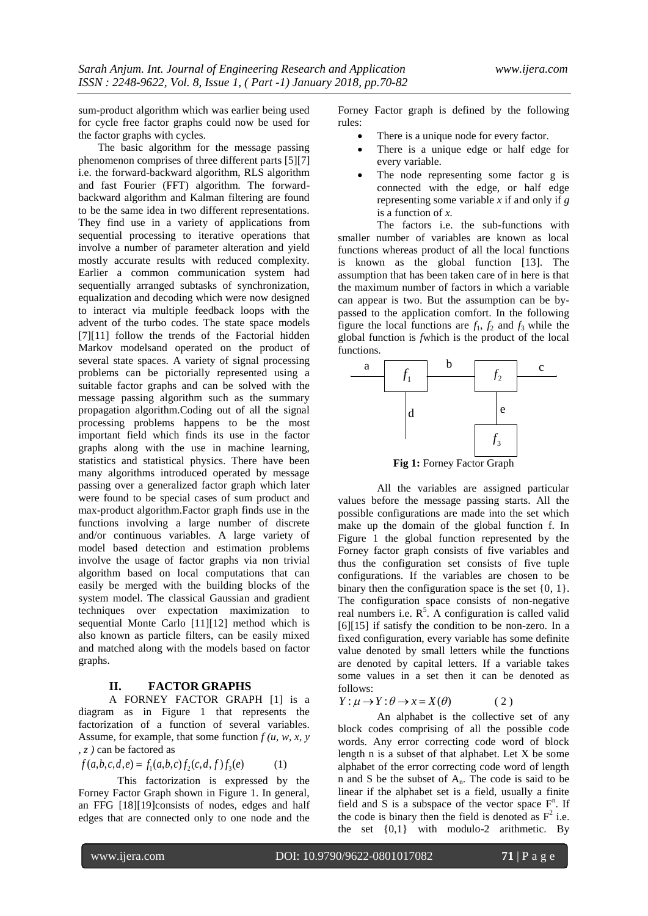sum-product algorithm which was earlier being used for cycle free factor graphs could now be used for the factor graphs with cycles.

The basic algorithm for the message passing phenomenon comprises of three different parts [5][7] i.e. the forward-backward algorithm, RLS algorithm and fast Fourier (FFT) algorithm. The forward-backward algorithm and Kalman filtering are found to be the same idea in two different representations. They find use in a variety of applications from sequential processing to iterative operations that involve a number of parameter alteration and yield mostly accurate results with reduced complexity. Earlier a common communication system had sequentially arranged subtasks of synchronization, equalization and decoding which were now designed to interact via multiple feedback loops with the advent of the turbo codes. The state space models [7][11] follow the trends of the Factorial hidden Markov modelsand operated on the product of several state spaces. A variety of signal processing problems can be pictorially represented using a suitable factor graphs and can be solved with the message passing algorithm such as the summary propagation algorithm.Coding out of all the signal processing problems happens to be the most important field which finds its use in the factor graphs along with the use in machine learning, statistics and statistical physics. There have been many algorithms introduced operated by message passing over a generalized factor graph which later were found to be special cases of sum product and max-product algorithm.Factor graph finds use in the functions involving a large number of discrete and/or continuous variables. A large variety of model based detection and estimation problems involve the usage of factor graphs via non trivial algorithm based on local computations that can easily be merged with the building blocks of the system model. The classical Gaussian and gradient techniques over expectation maximization to sequential Monte Carlo [11][12] method which is also known as particle filters, can be easily mixed and matched along with the models based on factor graphs.

## II. FACTOR GRAPHS

A FORNEY FACTOR GRAPH [1] is a diagram as in Figure 1 that represents the factorization of a function of several variables. Assume, for example, that some function *f (u, w, x, y , z )* can be factored as

$$f(a,b,c,d,e) = f_1(a,b,c) f_2(c,d,f) f_3(e) \qquad (1)$$

This factorization is expressed by the Forney Factor Graph shown in Figure 1. In general, an FFG [18][19]consists of nodes, edges and half edges that are connected only to one node and the Forney Factor graph is defined by the following rules:

- There is a unique node for every factor.
- There is a unique edge or half edge for every variable.
- The node representing some factor g is connected with the edge, or half edge representing some variable *x* if and only if *g* is a function of *x.*

The factors i.e. the sub-functions with smaller number of variables are known as local functions whereas product of all the local functions is known as the global function [13]. The assumption that has been taken care of in here is that the maximum number of factors in which a variable can appear is two. But the assumption can be by-passed to the application comfort. In the following figure the local functions are $f_1$, $f_2$ and $f_3$ while the global function is *f*which is the product of the local functions.

**Fig 1:** Forney Factor Graph

All the variables are assigned particular values before the message passing starts. All the possible configurations are made into the set which make up the domain of the global function f. In Figure 1 the global function represented by the Forney factor graph consists of five variables and thus the configuration set consists of five tuple configurations. If the variables are chosen to be binary then the configuration space is the set {0, 1}. The configuration space consists of non-negative real numbers i.e. $R^5$. A configuration is called valid [6][15] if satisfy the condition to be non-zero. In a fixed configuration, every variable has some definite value denoted by small letters while the functions are denoted by capital letters. If a variable takes some values in a set then it can be denoted as follows:

$$Y: \mu \rightarrow Y: \theta \rightarrow x = X(\theta) \qquad (2)$$

An alphabet is the collective set of any block codes comprising of all the possible code words. Any error correcting code word of block length n is a subset of that alphabet. Let X be some alphabet of the error correcting code word of length n and S be the subset of $A_n$. The code is said to be linear if the alphabet set is a field, usually a finite field and S is a subspace of the vector space $F^n$. If the code is binary then the field is denoted as $F^2$ i.e. the set {0,1} with modulo-2 arithmetic. By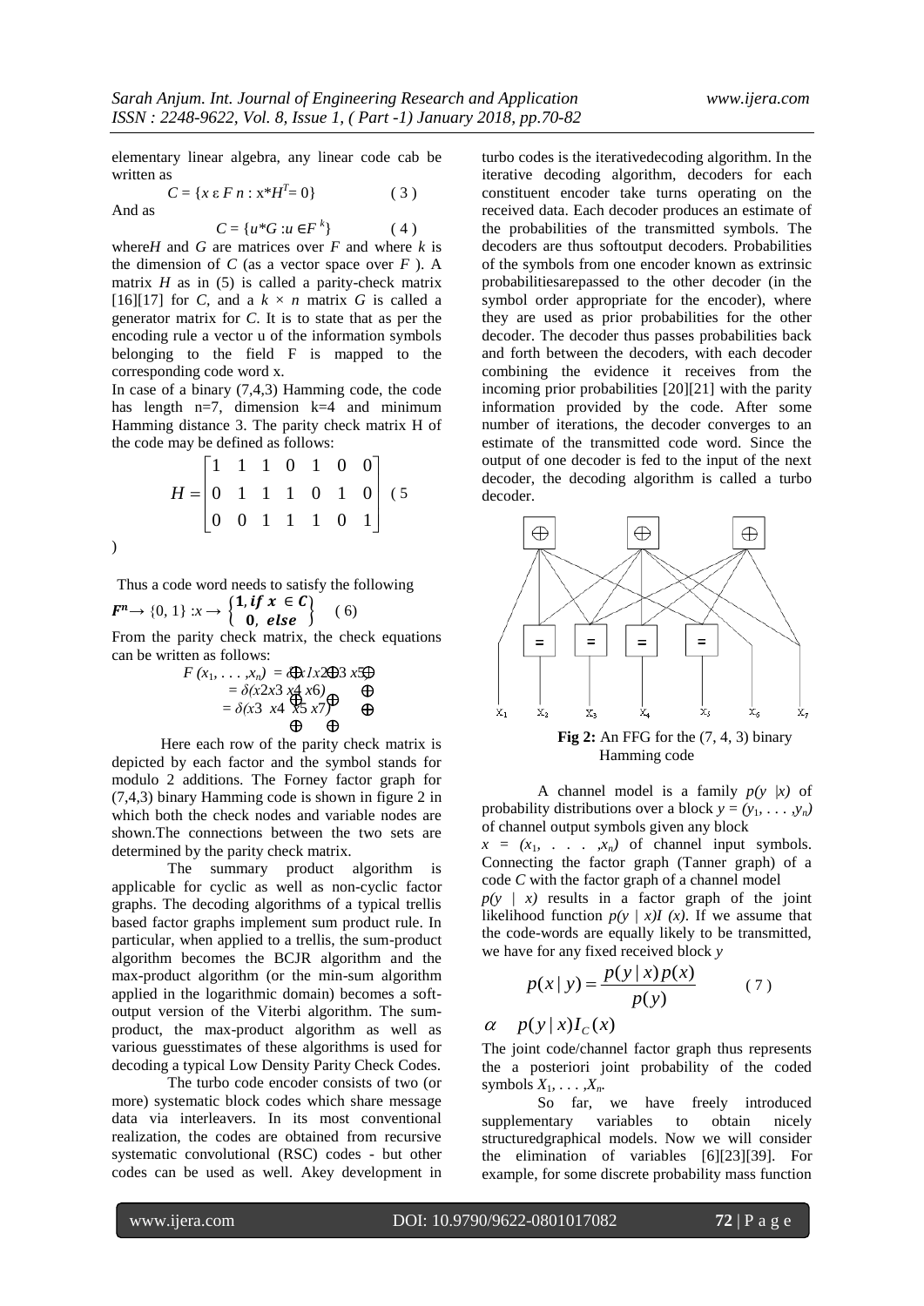elementary linear algebra, any linear code cab be written as

$$C = \{x \,\varepsilon\, F\, n : x{*}H^T = 0\} \qquad (3)$$

And as

$$C = \{u{*}G : u \in F^k\} \qquad (4)$$

where $H$ and $G$ are matrices over $F$ and where $k$ is the dimension of $C$ (as a vector space over $F$ ). A matrix $H$ as in (5) is called a parity-check matrix [16][17] for $C$, and a $k \times n$ matrix $G$ is called a generator matrix for $C$. It is to state that as per the encoding rule a vector u of the information symbols belonging to the field F is mapped to the corresponding code word x.

In case of a binary (7,4,3) Hamming code, the code has length n=7, dimension k=4 and minimum Hamming distance 3. The parity check matrix H of the code may be defined as follows:

$$H = \begin{bmatrix} 1 & 1 & 1 & 0 & 1 & 0 & 0 \\ 0 & 1 & 1 & 1 & 0 & 1 & 0 \\ 0 & 0 & 1 & 1 & 1 & 0 & 1 \end{bmatrix} \quad (5)$$

Thus a code word needs to satisfy the following

$$F^n \rightarrow \{0, 1\} : x \rightarrow \begin{Bmatrix} 1, \textit{if } x \in C \\ 0, \textit{ else} \end{Bmatrix} \quad (6)$$

From the parity check matrix, the check equations can be written as follows:

$$F(x_1, \ldots, x_n) = \delta(x1 \oplus x2 \oplus x3 \oplus x5)$$
$$= \delta(x2 \oplus x3 \oplus x4 \oplus x6)$$
$$= \delta(x3 \oplus x4 \oplus x5 \oplus x7)$$

Here each row of the parity check matrix is depicted by each factor and the symbol stands for modulo 2 additions. The Forney factor graph for (7,4,3) binary Hamming code is shown in figure 2 in which both the check nodes and variable nodes are shown.The connections between the two sets are determined by the parity check matrix.

The summary product algorithm is applicable for cyclic as well as non-cyclic factor graphs. The decoding algorithms of a typical trellis based factor graphs implement sum product rule. In particular, when applied to a trellis, the sum-product algorithm becomes the BCJR algorithm and the max-product algorithm (or the min-sum algorithm applied in the logarithmic domain) becomes a soft-output version of the Viterbi algorithm. The sum-product, the max-product algorithm as well as various guesstimates of these algorithms is used for decoding a typical Low Density Parity Check Codes.

The turbo code encoder consists of two (or more) systematic block codes which share message data via interleavers. In its most conventional realization, the codes are obtained from recursive systematic convolutional (RSC) codes - but other codes can be used as well. Akey development in turbo codes is the iterativedecoding algorithm. In the iterative decoding algorithm, decoders for each constituent encoder take turns operating on the received data. Each decoder produces an estimate of the probabilities of the transmitted symbols. The decoders are thus softoutput decoders. Probabilities of the symbols from one encoder known as extrinsic probabilitiesarepassed to the other decoder (in the symbol order appropriate for the encoder), where they are used as prior probabilities for the other decoder. The decoder thus passes probabilities back and forth between the decoders, with each decoder combining the evidence it receives from the incoming prior probabilities [20][21] with the parity information provided by the code. After some number of iterations, the decoder converges to an estimate of the transmitted code word. Since the output of one decoder is fed to the input of the next decoder, the decoding algorithm is called a turbo decoder.

**Fig 2:** An FFG for the (7, 4, 3) binary Hamming code

A channel model is a family $p(y \mid x)$ of probability distributions over a block $y = (y_1, \ldots, y_n)$ of channel output symbols given any block $x = (x_1, \ldots, x_n)$ of channel input symbols. Connecting the factor graph (Tanner graph) of a code $C$ with the factor graph of a channel model $p(y \mid x)$ results in a factor graph of the joint likelihood function $p(y \mid x)I(x)$. If we assume that the code-words are equally likely to be transmitted, we have for any fixed received block $y$

$$p(x \mid y) = \frac{p(y \mid x)\, p(x)}{p(y)} \qquad (7)$$

$$\alpha \quad p(y \mid x) I_C(x)$$

The joint code/channel factor graph thus represents the a posteriori joint probability of the coded symbols $X_1, \ldots, X_n$.

So far, we have freely introduced supplementary variables to obtain nicely structuredgraphical models. Now we will consider the elimination of variables [6][23][39]. For example, for some discrete probability mass function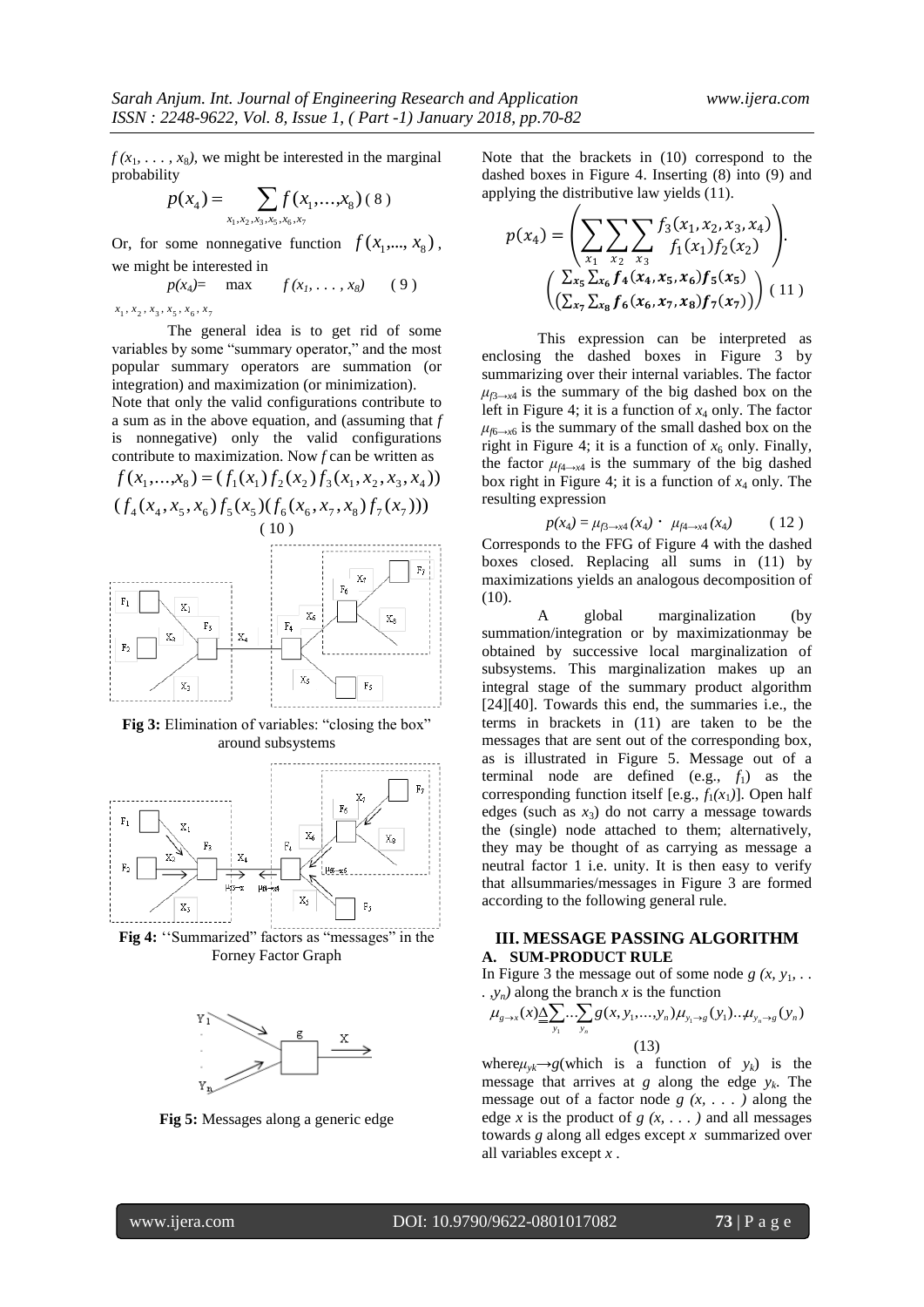$f(x_1, \ldots, x_8)$, we might be interested in the marginal probability

$$p(x_4) = \sum_{x_1,x_2,x_3,x_5,x_6,x_7} f(x_1,\ldots,x_8) \quad (8)$$

Or, for some nonnegative function $f(x_1,\ldots, x_8)$, we might be interested in

$$p(x_4) = \max_{x_1,x_2,x_3,x_5,x_6,x_7} f(x_1, \ldots, x_8) \quad (9)$$

The general idea is to get rid of some variables by some "summary operator," and the most popular summary operators are summation (or integration) and maximization (or minimization). Note that only the valid configurations contribute to a sum as in the above equation, and (assuming that $f$ is nonnegative) only the valid configurations contribute to maximization. Now $f$ can be written as

$$f(x_1,\ldots,x_8) = (f_1(x_1) f_2(x_2) f_3(x_1, x_2, x_3, x_4))$$
$$(f_4(x_4, x_5, x_6) f_5(x_5)(f_6(x_6, x_7, x_8) f_7(x_7))) \quad (10)$$

**Fig 3:** Elimination of variables: "closing the box" around subsystems

**Fig 4:** ''Summarized" factors as "messages" in the Forney Factor Graph

**Fig 5:** Messages along a generic edge

Note that the brackets in (10) correspond to the dashed boxes in Figure 4. Inserting (8) into (9) and applying the distributive law yields (11).

$$p(x_4) = \left( \sum_{x_1} \sum_{x_2} \sum_{x_3} \frac{f_3(x_1, x_2, x_3, x_4)}{f_1(x_1) f_2(x_2)} \right) \cdot \left( \frac{\sum_{x_5} \sum_{x_6} f_4(x_4, x_5, x_6) f_5(x_5)}{\left(\sum_{x_7} \sum_{x_8} f_6(x_6, x_7, x_8) f_7(x_7)\right)} \right) \quad (11)$$

This expression can be interpreted as enclosing the dashed boxes in Figure 3 by summarizing over their internal variables. The factor $\mu_{f3\to x4}$ is the summary of the big dashed box on the left in Figure 4; it is a function of $x_4$ only. The factor $\mu_{f6\to x6}$ is the summary of the small dashed box on the right in Figure 4; it is a function of $x_6$ only. Finally, the factor $\mu_{f4\to x4}$ is the summary of the big dashed box right in Figure 4; it is a function of $x_4$ only. The resulting expression

$$p(x_4) = \mu_{f3\to x4}(x_4) \cdot \mu_{f4\to x4}(x_4) \quad (12)$$

Corresponds to the FFG of Figure 4 with the dashed boxes closed. Replacing all sums in (11) by maximizations yields an analogous decomposition of (10).

A global marginalization (by summation/integration or by maximizationmay be obtained by successive local marginalization of subsystems. This marginalization makes up an integral stage of the summary product algorithm [24][40]. Towards this end, the summaries i.e., the terms in brackets in (11) are taken to be the messages that are sent out of the corresponding box, as is illustrated in Figure 5. Message out of a terminal node are defined (e.g., $f_1$) as the corresponding function itself [e.g., $f_1(x_1)$]. Open half edges (such as $x_3$) do not carry a message towards the (single) node attached to them; alternatively, they may be thought of as carrying as message a neutral factor 1 i.e. unity. It is then easy to verify that allsummaries/messages in Figure 3 are formed according to the following general rule.

## III. MESSAGE PASSING ALGORITHM

### A. SUM-PRODUCT RULE

In Figure 3 the message out of some node $g(x, y_1, \ldots, y_n)$ along the branch $x$ is the function

$$\mu_{g\to x}(x) \triangleq \sum_{y_1} \ldots \sum_{y_n} g(x, y_1, \ldots, y_n) \mu_{y_1\to g}(y_1) \ldots \mu_{y_n\to g}(y_n) \quad (13)$$

where$\mu_{yk}\to g$(which is a function of $y_k$) is the message that arrives at $g$ along the edge $y_k$. The message out of a factor node $g(x, \ldots)$ along the edge $x$ is the product of $g(x, \ldots)$ and all messages towards $g$ along all edges except $x$ summarized over all variables except $x$.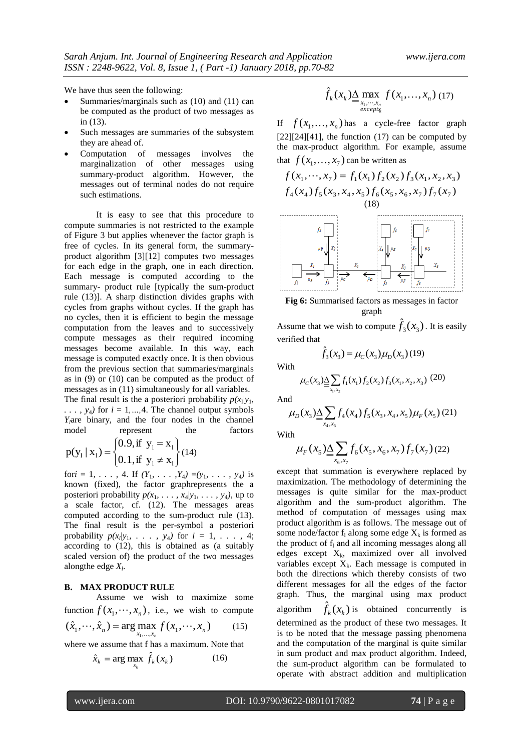We have thus seen the following:

- Summaries/marginals such as (10) and (11) can be computed as the product of two messages as in (13).
- Such messages are summaries of the subsystem they are ahead of.
- Computation of messages involves the marginalization of other messages using summary-product algorithm. However, the messages out of terminal nodes do not require such estimations.

It is easy to see that this procedure to compute summaries is not restricted to the example of Figure 3 but applies whenever the factor graph is free of cycles. In its general form, the summary-product algorithm [3][12] computes two messages for each edge in the graph, one in each direction. Each message is computed according to the summary- product rule [typically the sum-product rule (13)]. A sharp distinction divides graphs with cycles from graphs without cycles. If the graph has no cycles, then it is efficient to begin the message computation from the leaves and to successively compute messages as their required incoming messages become available. In this way, each message is computed exactly once. It is then obvious from the previous section that summaries/marginals as in (9) or (10) can be computed as the product of messages as in (11) simultaneously for all variables.

The final result is the a posteriori probability $p(x_l|y_1, \ldots, y_4)$ for $i = 1, \ldots, 4$. The channel output symbols $Y_l$are binary, and the four nodes in the channel model represent the factors

$$p(y_1 \mid x_1) = \begin{cases} 0.9, \text{if } y_1 = x_1 \\ 0.1, \text{if } y_1 \neq x_1 \end{cases} \quad (14)$$

for$i = 1, \ldots, 4$. If $(Y_1, \ldots, Y_4) = (y_1, \ldots, y_4)$ is known (fixed), the factor graphrepresents the a posteriori probability $p(x_1, \ldots, x_4|y_1, \ldots, y_4)$, up to a scale factor, cf. (12). The messages areas computed according to the sum-product rule (13). The final result is the per-symbol a posteriori probability $p(x_l|y_1, \ldots, y_4)$ for $i = 1, \ldots, 4$; according to (12), this is obtained as (a suitably scaled version of) the product of the two messages alongthe edge $X_l$.

### B. MAX PRODUCT RULE

Assume we wish to maximize some function $f(x_1, \cdots, x_n)$, i.e., we wish to compute

$$(\hat{x}_1, \cdots, \hat{x}_n) = \arg\max_{x_1, \ldots, x_n} f(x_1, \cdots, x_n) \qquad (15)$$

where we assume that f has a maximum. Note that

$$\hat{x}_k = \arg\max_{x_k} \hat{f}_k(x_k) \qquad (16)$$

$$\hat{f}_k(x_k) \underline{\underline{\Delta}} \max_{\substack{x_1, \cdots, x_n \\ except\, x_k}} f(x_1, \ldots, x_n) \quad (17)$$

If $f(x_1, \ldots, x_n)$ has a cycle-free factor graph [22][24][41], the function (17) can be computed by the max-product algorithm. For example, assume that $f(x_1, \ldots, x_7)$ can be written as

$$f(x_1, \cdots, x_7) = f_1(x_1) f_2(x_2) f_3(x_1, x_2, x_3) f_4(x_4) f_5(x_3, x_4, x_5) f_6(x_5, x_6, x_7) f_7(x_7) \quad (18)$$

**Fig 6:** Summarised factors as messages in factor graph

Assume that we wish to compute $\hat{f}_3(x_3)$. It is easily verified that

$$\hat{f}_3(x_3) = \mu_C(x_3)\mu_D(x_3) \quad (19)$$

With

$$\mu_C(x_3) \underline{\underline{\Delta}} \sum_{x_1, x_2} f_1(x_1) f_2(x_2) f_3(x_1, x_2, x_3) \quad (20)$$

And

$$\mu_D(x_3) \underline{\underline{\Delta}} \sum_{x_4, x_5} f_4(x_4) f_5(x_3, x_4, x_5) \mu_F(x_5) \quad (21)$$

With

$$\mu_F(x_5) \underline{\underline{\Delta}} \sum_{x_6, x_7} f_6(x_5, x_6, x_7) f_7(x_7) \quad (22)$$

except that summation is everywhere replaced by maximization. The methodology of determining the messages is quite similar for the max-product algorithm and the sum-product algorithm. The method of computation of messages using max product algorithm is as follows. The message out of some node/factor $f_l$ along some edge $X_k$ is formed as the product of $f_l$ and all incoming messages along all edges except $X_k$, maximized over all involved variables except $X_k$. Each message is computed in both the directions which thereby consists of two different messages for all the edges of the factor graph. Thus, the marginal using max product algorithm $\hat{f}_k(x_k)$ is obtained concurrently is determined as the product of these two messages. It is to be noted that the message passing phenomena and the computation of the marginal is quite similar in sum product and max product algorithm. Indeed, the sum-product algorithm can be formulated to operate with abstract addition and multiplication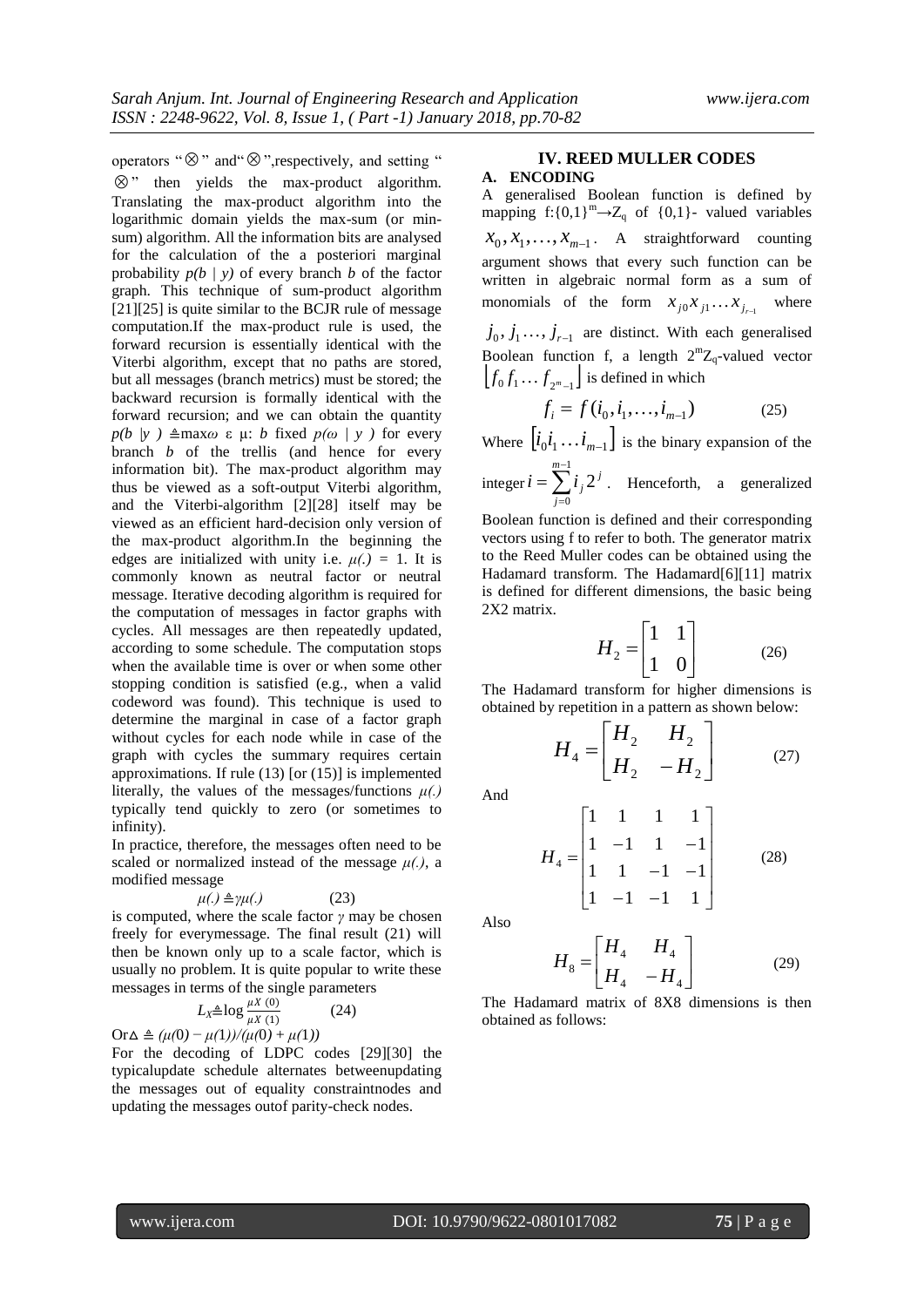operators "$\otimes$" and"$\otimes$",respectively, and setting "$\otimes$" then yields the max-product algorithm. Translating the max-product algorithm into the logarithmic domain yields the max-sum (or min-sum) algorithm. All the information bits are analysed for the calculation of the a posteriori marginal probability $p(b \mid y)$ of every branch $b$ of the factor graph. This technique of sum-product algorithm [21][25] is quite similar to the BCJR rule of message computation.If the max-product rule is used, the forward recursion is essentially identical with the Viterbi algorithm, except that no paths are stored, but all messages (branch metrics) must be stored; the backward recursion is formally identical with the forward recursion; and we can obtain the quantity $p(b \mid y) \triangleq \max \omega \in \mu$: $b$ fixed $p(\omega \mid y)$ for every branch $b$ of the trellis (and hence for every information bit). The max-product algorithm may thus be viewed as a soft-output Viterbi algorithm, and the Viterbi-algorithm [2][28] itself may be viewed as an efficient hard-decision only version of the max-product algorithm.In the beginning the edges are initialized with unity i.e. $\mu(.) = 1$. It is commonly known as neutral factor or neutral message. Iterative decoding algorithm is required for the computation of messages in factor graphs with cycles. All messages are then repeatedly updated, according to some schedule. The computation stops when the available time is over or when some other stopping condition is satisfied (e.g., when a valid codeword was found). This technique is used to determine the marginal in case of a factor graph without cycles for each node while in case of the graph with cycles the summary requires certain approximations. If rule (13) [or (15)] is implemented literally, the values of the messages/functions $\mu(.)$ typically tend quickly to zero (or sometimes to infinity).

In practice, therefore, the messages often need to be scaled or normalized instead of the message $\mu(.)$, a modified message

$$\mu(.) \triangleq \gamma\mu(.) \qquad (23)$$

is computed, where the scale factor $\gamma$ may be chosen freely for everymessage. The final result (21) will then be known only up to a scale factor, which is usually no problem. It is quite popular to write these messages in terms of the single parameters

$$L_X \triangleq \log \frac{\mu X\ (0)}{\mu X\ (1)} \qquad (24)$$

Or$\Delta \triangleq (\mu(0) - \mu(1))/(\mu(0) + \mu(1))$

For the decoding of LDPC codes [29][30] the typicalupdate schedule alternates betweenupdating the messages out of equality constraintnodes and updating the messages outof parity-check nodes.

## IV. REED MULLER CODES

### A. ENCODING

A generalised Boolean function is defined by mapping $f:\{0,1\}^m \rightarrow Z_q$ of $\{0,1\}$- valued variables $x_0, x_1, \ldots, x_{m-1}$. A straightforward counting argument shows that every such function can be written in algebraic normal form as a sum of monomials of the form $x_{j0}x_{j1}\ldots x_{j_{r-1}}$ where $j_0, j_1 \ldots, j_{r-1}$ are distinct. With each generalised Boolean function f, a length $2^m Z_q$-valued vector $\lfloor f_0 f_1 \ldots f_{2^m-1} \rfloor$ is defined in which

$$f_i = f(i_0, i_1, \ldots, i_{m-1}) \qquad (25)$$

Where $\left[i_0 i_1 \ldots i_{m-1}\right]$ is the binary expansion of the integer $i = \sum_{j=0}^{m-1} i_j 2^j$. Henceforth, a generalized Boolean function is defined and their corresponding vectors using f to refer to both. The generator matrix to the Reed Muller codes can be obtained using the Hadamard transform. The Hadamard[6][11] matrix is defined for different dimensions, the basic being 2X2 matrix.

$$H_2 = \begin{bmatrix} 1 & 1 \\ 1 & 0 \end{bmatrix} \qquad (26)$$

The Hadamard transform for higher dimensions is obtained by repetition in a pattern as shown below:

$$H_4 = \begin{bmatrix} H_2 & H_2 \\ H_2 & -H_2 \end{bmatrix} \qquad (27)$$

And

$$H_4 = \begin{bmatrix} 1 & 1 & 1 & 1 \\ 1 & -1 & 1 & -1 \\ 1 & 1 & -1 & -1 \\ 1 & -1 & -1 & 1 \end{bmatrix} \qquad (28)$$

Also

$$H_8 = \begin{bmatrix} H_4 & H_4 \\ H_4 & -H_4 \end{bmatrix} \qquad (29)$$

The Hadamard matrix of 8X8 dimensions is then obtained as follows: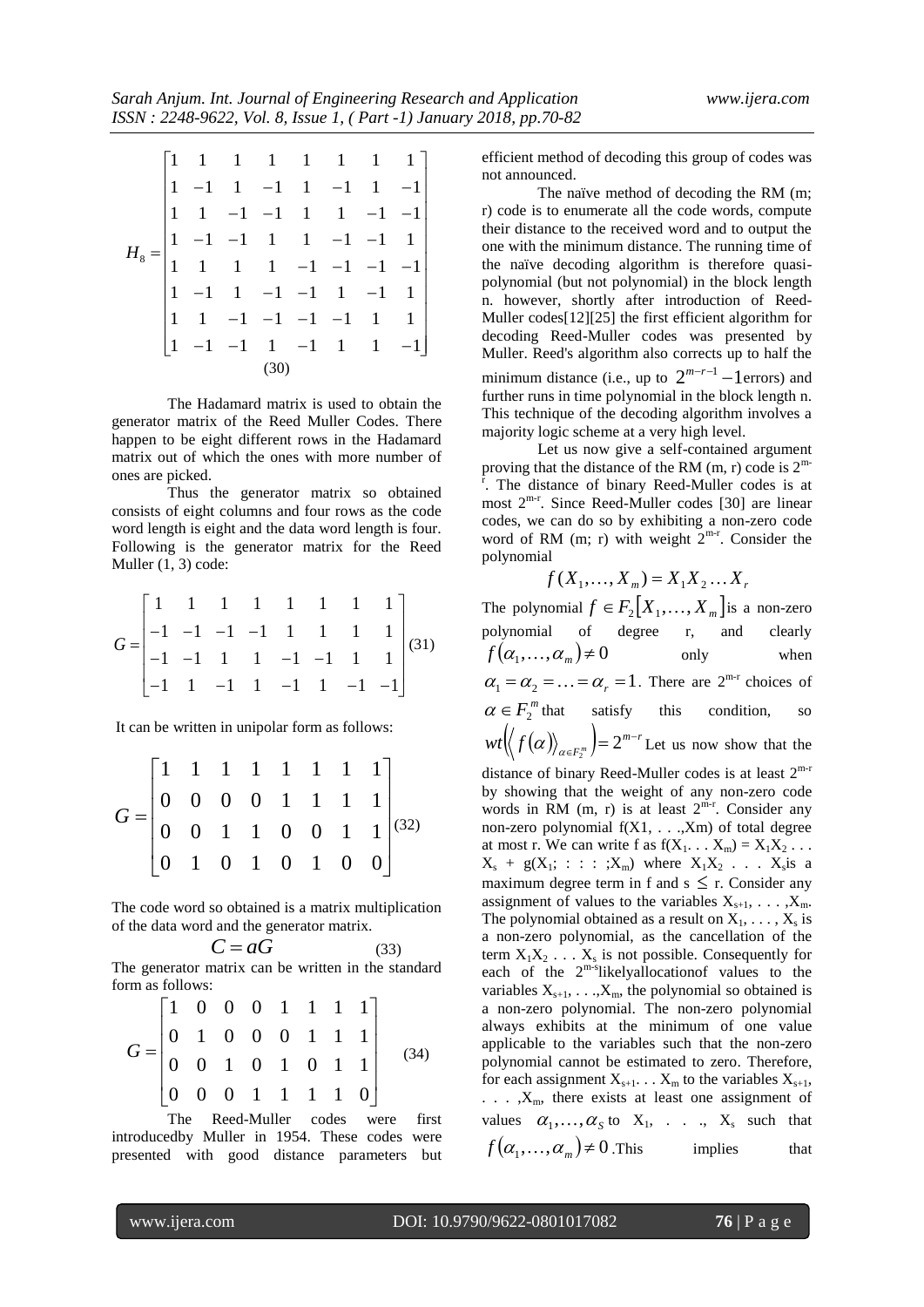$$H_8 = \begin{bmatrix} 1 & 1 & 1 & 1 & 1 & 1 & 1 & 1 \\ 1 & -1 & 1 & -1 & 1 & -1 & 1 & -1 \\ 1 & 1 & -1 & -1 & 1 & 1 & -1 & -1 \\ 1 & -1 & -1 & 1 & 1 & -1 & -1 & 1 \\ 1 & 1 & 1 & 1 & -1 & -1 & -1 & -1 \\ 1 & -1 & 1 & -1 & -1 & 1 & -1 & 1 \\ 1 & 1 & -1 & -1 & -1 & -1 & 1 & 1 \\ 1 & -1 & -1 & 1 & -1 & 1 & 1 & -1 \end{bmatrix} \quad (30)$$

The Hadamard matrix is used to obtain the generator matrix of the Reed Muller Codes. There happen to be eight different rows in the Hadamard matrix out of which the ones with more number of ones are picked.

Thus the generator matrix so obtained consists of eight columns and four rows as the code word length is eight and the data word length is four. Following is the generator matrix for the Reed Muller (1, 3) code:

$$G = \begin{bmatrix} 1 & 1 & 1 & 1 & 1 & 1 & 1 & 1 \\ -1 & -1 & -1 & -1 & 1 & 1 & 1 & 1 \\ -1 & -1 & 1 & 1 & -1 & -1 & 1 & 1 \\ -1 & 1 & -1 & 1 & -1 & 1 & -1 & -1 \end{bmatrix} \quad (31)$$

It can be written in unipolar form as follows:

$$G = \begin{bmatrix} 1 & 1 & 1 & 1 & 1 & 1 & 1 & 1 \\ 0 & 0 & 0 & 0 & 1 & 1 & 1 & 1 \\ 0 & 0 & 1 & 1 & 0 & 0 & 1 & 1 \\ 0 & 1 & 0 & 1 & 0 & 1 & 0 & 0 \end{bmatrix} \quad (32)$$

The code word so obtained is a matrix multiplication of the data word and the generator matrix.

$$C = aG \quad (33)$$

The generator matrix can be written in the standard form as follows:

$$G = \begin{bmatrix} 1 & 0 & 0 & 0 & 1 & 1 & 1 & 1 \\ 0 & 1 & 0 & 0 & 0 & 1 & 1 & 1 \\ 0 & 0 & 1 & 0 & 1 & 0 & 1 & 1 \\ 0 & 0 & 0 & 1 & 1 & 1 & 1 & 0 \end{bmatrix} \quad (34)$$

The Reed-Muller codes were first introducedby Muller in 1954. These codes were presented with good distance parameters but efficient method of decoding this group of codes was not announced.

The naïve method of decoding the RM (m; r) code is to enumerate all the code words, compute their distance to the received word and to output the one with the minimum distance. The running time of the naïve decoding algorithm is therefore quasi-polynomial (but not polynomial) in the block length n. however, shortly after introduction of Reed-Muller codes[12][25] the first efficient algorithm for decoding Reed-Muller codes was presented by Muller. Reed's algorithm also corrects up to half the minimum distance (i.e., up to $2^{m-r-1}-1$errors) and further runs in time polynomial in the block length n. This technique of the decoding algorithm involves a majority logic scheme at a very high level.

Let us now give a self-contained argument proving that the distance of the RM (m, r) code is $2^{m-r}$. The distance of binary Reed-Muller codes is at most $2^{m-r}$. Since Reed-Muller codes [30] are linear codes, we can do so by exhibiting a non-zero code word of RM (m; r) with weight $2^{m-r}$. Consider the polynomial

$$f(X_1,\ldots,X_m) = X_1 X_2 \ldots X_r$$

The polynomial $f \in F_2[X_1,\ldots,X_m]$is a non-zero polynomial of degree r, and clearly $f(\alpha_1,\ldots,\alpha_m) \neq 0$ only when $\alpha_1 = \alpha_2 = \ldots = \alpha_r = 1$. There are $2^{m-r}$ choices of $\alpha \in F_2^m$ that satisfy this condition, so $wt\left(\left\langle f(\alpha)\right\rangle_{\alpha \in F_2^m}\right) = 2^{m-r}$ Let us now show that the distance of binary Reed-Muller codes is at least $2^{m-r}$ by showing that the weight of any non-zero code words in RM (m, r) is at least $2^{m-r}$. Consider any non-zero polynomial f(X1, . . .,Xm) of total degree at most r. We can write f as $f(X_1 \ldots X_m) = X_1X_2 \ldots X_s + g(X_1; : : : ;X_m)$ where $X_1X_2 \ldots X_s$is a maximum degree term in f and $s \leq r$. Consider any assignment of values to the variables $X_{s+1}, \ldots, X_m$. The polynomial obtained as a result on $X_1, \ldots, X_s$ is a non-zero polynomial, as the cancellation of the term $X_1X_2 \ldots X_s$ is not possible. Consequently for each of the $2^{m-s}$likelyallocationof values to the variables $X_{s+1}, \ldots, X_m$, the polynomial so obtained is a non-zero polynomial. The non-zero polynomial always exhibits at the minimum of one value applicable to the variables such that the non-zero polynomial cannot be estimated to zero. Therefore, for each assignment $X_{s+1} \ldots X_m$ to the variables $X_{s+1}, \ldots, X_m$, there exists at least one assignment of values $\alpha_1,\ldots,\alpha_S$ to $X_1, \ldots, X_s$ such that $f(\alpha_1,\ldots,\alpha_m) \neq 0$.This implies that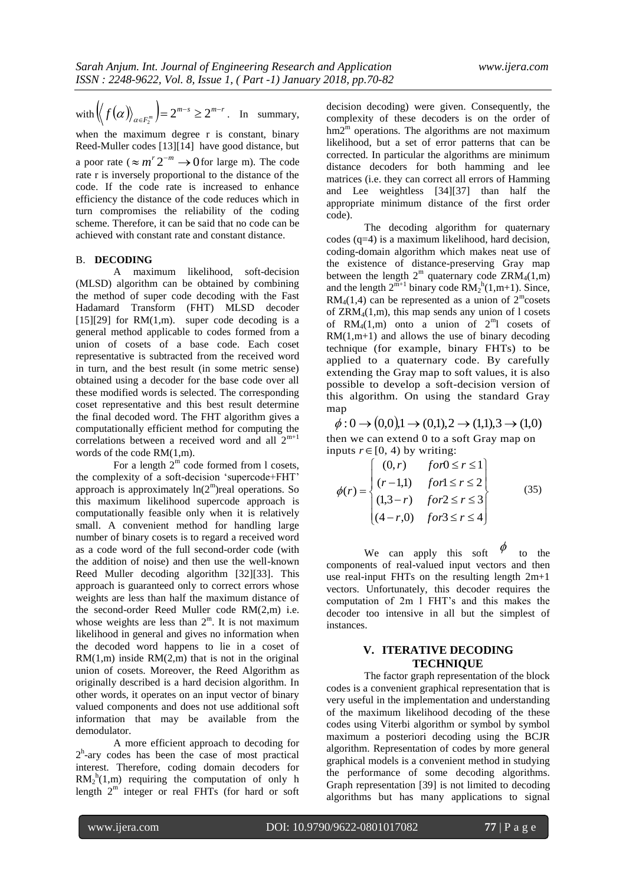with $\left(\langle f(\alpha)\rangle_{\alpha\in F_2^m}\right)=2^{m-s}\geq 2^{m-r}$. In summary, when the maximum degree r is constant, binary Reed-Muller codes [13][14] have good distance, but a poor rate ($\approx m^r 2^{-m}\rightarrow 0$ for large m). The code rate r is inversely proportional to the distance of the code. If the code rate is increased to enhance efficiency the distance of the code reduces which in turn compromises the reliability of the coding scheme. Therefore, it can be said that no code can be achieved with constant rate and constant distance.

### B. DECODING

A maximum likelihood, soft-decision (MLSD) algorithm can be obtained by combining the method of super code decoding with the Fast Hadamard Transform (FHT) MLSD decoder [15][29] for RM(1,m). super code decoding is a general method applicable to codes formed from a union of cosets of a base code. Each coset representative is subtracted from the received word in turn, and the best result (in some metric sense) obtained using a decoder for the base code over all these modified words is selected. The corresponding coset representative and this best result determine the final decoded word. The FHT algorithm gives a computationally efficient method for computing the correlations between a received word and all $2^{m+1}$ words of the code RM(1,m).

For a length $2^m$ code formed from l cosets, the complexity of a soft-decision 'supercode+FHT' approach is approximately $\ln(2^m)$real operations. So this maximum likelihood supercode approach is computationally feasible only when it is relatively small. A convenient method for handling large number of binary cosets is to regard a received word as a code word of the full second-order code (with the addition of noise) and then use the well-known Reed Muller decoding algorithm [32][33]. This approach is guaranteed only to correct errors whose weights are less than half the maximum distance of the second-order Reed Muller code RM(2,m) i.e. whose weights are less than $2^m$. It is not maximum likelihood in general and gives no information when the decoded word happens to lie in a coset of RM(1,m) inside RM(2,m) that is not in the original union of cosets. Moreover, the Reed Algorithm as originally described is a hard decision algorithm. In other words, it operates on an input vector of binary valued components and does not use additional soft information that may be available from the demodulator.

A more efficient approach to decoding for $2^h$-ary codes has been the case of most practical interest. Therefore, coding domain decoders for $RM_2^h(1,m)$ requiring the computation of only h length $2^m$ integer or real FHTs (for hard or soft decision decoding) were given. Consequently, the complexity of these decoders is on the order of $hm2^m$ operations. The algorithms are not maximum likelihood, but a set of error patterns that can be corrected. In particular the algorithms are minimum distance decoders for both hamming and lee matrices (i.e. they can correct all errors of Hamming and Lee weightless [34][37] than half the appropriate minimum distance of the first order code).

The decoding algorithm for quaternary codes (q=4) is a maximum likelihood, hard decision, coding-domain algorithm which makes neat use of the existence of distance-preserving Gray map between the length $2^m$ quaternary code $ZRM_4(1,m)$ and the length $2^{m+1}$ binary code $RM_2^h(1,m+1)$. Since, $RM_4(1,4)$ can be represented as a union of $2^m$cosets of $ZRM_4(1,m)$, this map sends any union of l cosets of $RM_4(1,m)$ onto a union of $2^m$l cosets of RM(1,m+1) and allows the use of binary decoding technique (for example, binary FHTs) to be applied to a quaternary code. By carefully extending the Gray map to soft values, it is also possible to develop a soft-decision version of this algorithm. On using the standard Gray map

$$\phi: 0\rightarrow(0,0), 1\rightarrow(0,1), 2\rightarrow(1,1), 3\rightarrow(1,0)$$

then we can extend 0 to a soft Gray map on inputs $r\in[0,4)$ by writing:

$$\phi(r)=\begin{cases}(0,r) & for 0\leq r\leq 1\\(r-1,1) & for 1\leq r\leq 2\\(1,3-r) & for 2\leq r\leq 3\\(4-r,0) & for 3\leq r\leq 4\end{cases}\qquad(35)$$

We can apply this soft $\phi$ to the components of real-valued input vectors and then use real-input FHTs on the resulting length 2m+1 vectors. Unfortunately, this decoder requires the computation of 2m l FHT's and this makes the decoder too intensive in all but the simplest of instances.

## V. ITERATIVE DECODING TECHNIQUE

The factor graph representation of the block codes is a convenient graphical representation that is very useful in the implementation and understanding of the maximum likelihood decoding of the these codes using Viterbi algorithm or symbol by symbol maximum a posteriori decoding using the BCJR algorithm. Representation of codes by more general graphical models is a convenient method in studying the performance of some decoding algorithms. Graph representation [39] is not limited to decoding algorithms but has many applications to signal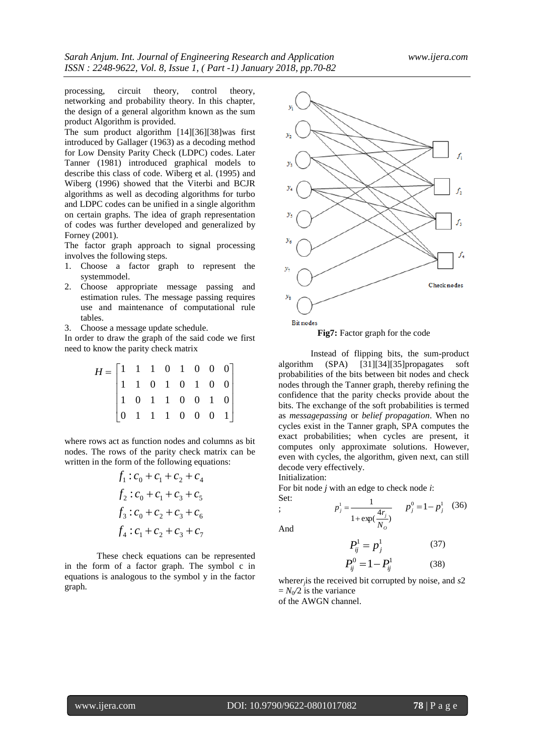processing, circuit theory, control theory, networking and probability theory. In this chapter, the design of a general algorithm known as the sum product Algorithm is provided.

The sum product algorithm [14][36][38]was first introduced by Gallager (1963) as a decoding method for Low Density Parity Check (LDPC) codes. Later Tanner (1981) introduced graphical models to describe this class of code. Wiberg et al. (1995) and Wiberg (1996) showed that the Viterbi and BCJR algorithms as well as decoding algorithms for turbo and LDPC codes can be unified in a single algorithm on certain graphs. The idea of graph representation of codes was further developed and generalized by Forney (2001).

The factor graph approach to signal processing involves the following steps.

1. Choose a factor graph to represent the systemmodel.
2. Choose appropriate message passing and estimation rules. The message passing requires use and maintenance of computational rule tables.
3. Choose a message update schedule.

In order to draw the graph of the said code we first need to know the parity check matrix

$$H = \begin{bmatrix} 1 & 1 & 1 & 0 & 1 & 0 & 0 & 0 \\ 1 & 1 & 0 & 1 & 0 & 1 & 0 & 0 \\ 1 & 0 & 1 & 1 & 0 & 0 & 1 & 0 \\ 0 & 1 & 1 & 1 & 0 & 0 & 0 & 1 \end{bmatrix}$$

where rows act as function nodes and columns as bit nodes. The rows of the parity check matrix can be written in the form of the following equations:

$$f_1 : c_0 + c_1 + c_2 + c_4$$
$$f_2 : c_0 + c_1 + c_3 + c_5$$
$$f_3 : c_0 + c_2 + c_3 + c_6$$
$$f_4 : c_1 + c_2 + c_3 + c_7$$

These check equations can be represented in the form of a factor graph. The symbol c in equations is analogous to the symbol y in the factor graph.

**Fig7:** Factor graph for the code

Instead of flipping bits, the sum-product algorithm (SPA) [31][34][35]propagates soft probabilities of the bits between bit nodes and check nodes through the Tanner graph, thereby refining the confidence that the parity checks provide about the bits. The exchange of the soft probabilities is termed as *messagepassing* or *belief propagation*. When no cycles exist in the Tanner graph, SPA computes the exact probabilities; when cycles are present, it computes only approximate solutions. However, even with cycles, the algorithm, given next, can still decode very effectively.

Initialization:

For bit node *j* with an edge to check node *i*:

Set:

;
$$p_j^1 = \frac{1}{1+\exp(\frac{4r_j}{N_O})} \qquad p_j^0 = 1 - p_j^1 \quad (36)$$

And

$$P_{ij}^1 = p_j^1 \qquad (37)$$

$$P_{ij}^0 = 1 - P_{ij}^1 \qquad (38)$$

where$r_j$is the received bit corrupted by noise, and $s2 = N_0/2$ is the variance of the AWGN channel.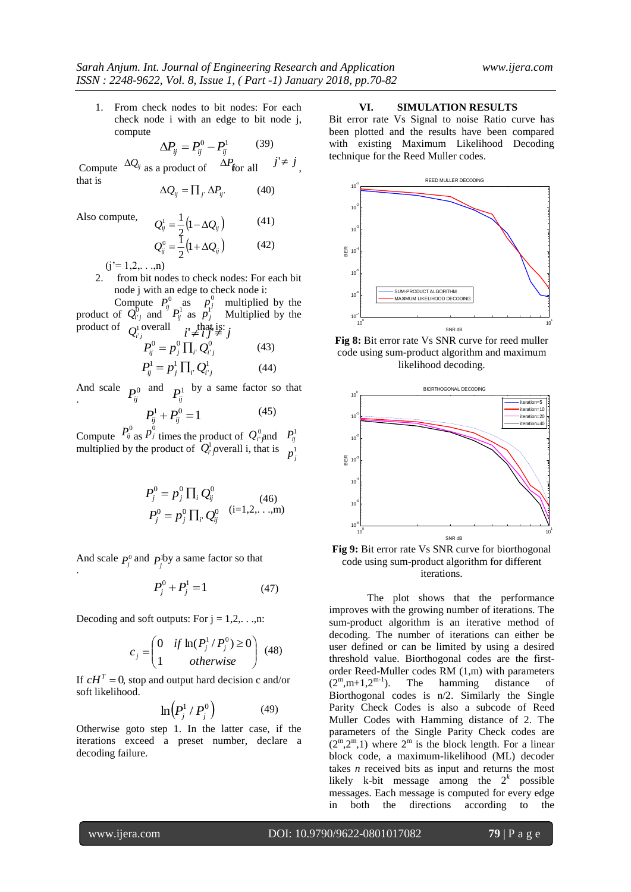1. From check nodes to bit nodes: For each check node i with an edge to bit node j, compute

$$\Delta P_{ij} = P_{ij}^{0} - P_{ij}^{1} \qquad (39)$$

Compute $\Delta Q_{ij}$ as a product of $\Delta P_{ij'}$ for all $j' \neq j$, that is

$$\Delta Q_{ij} = \prod_{j'} \Delta P_{ij'} \qquad (40)$$

Also compute,

$$Q_{ij}^{1} = \frac{1}{2}\left(1 - \Delta Q_{ij}\right) \qquad (41)$$

$$Q_{ij}^{0} = \frac{1}{2}\left(1 + \Delta Q_{ij}\right) \qquad (42)$$

(j'= 1,2,. . .,n)

2. from bit nodes to check nodes: For each bit node j with an edge to check node i:

Compute $P_{ij}^{0}$ as $p_j^{0}$ multiplied by the product of $Q_{i'j}^{0}$ and $P_{ij}^{1}$ as $p_j^{1}$ Multiplied by the product of $Q_{i'j}^{1}$ overall $i' \neq i$ that is:

$$P_{ij}^{0} = p_j^{0} \prod_{i'} Q_{i'j}^{0} \qquad (43)$$

$$P_{ij}^{1} = p_j^{1} \prod_{i'} Q_{i'j}^{1} \qquad (44)$$

And scale $P_{ij}^{0}$ and $P_{ij}^{1}$ by a same factor so that .

$$P_{ij}^{1} + P_{ij}^{0} = 1 \qquad (45)$$

Compute $P_{ij}^{0}$ as $p_j^{0}$ times the product of $Q_{i'j}^{0}$ and $P_{ij}^{1}$ multiplied by the product of $Q_{i'j}^{1}$ overall i, that is $p_j^{1}$

$$P_j^{0} = p_j^{0} \prod_{i} Q_{ij}^{0} \qquad (46)$$

$$P_j^{0} = p_j^{0} \prod_{i'} Q_{ij}^{0} \quad \text{(i=1,2,. . .,m)}$$

And scale $p_j^{0}$ and $p_j^{1}$ by a same factor so that .

$$P_j^{0} + P_j^{1} = 1 \qquad (47)$$

Decoding and soft outputs: For j = 1,2,. . .,n:

$$c_j = \begin{pmatrix} 0 & if \ \ln(P_j^{1}/P_j^{0}) \geq 0 \\ 1 & otherwise \end{pmatrix} \quad (48)$$

If $cH^T = 0$, stop and output hard decision c and/or soft likelihood.

$$\ln\left(P_j^{1}/P_j^{0}\right) \qquad (49)$$

Otherwise goto step 1. In the latter case, if the iterations exceed a preset number, declare a decoding failure.

## VI. SIMULATION RESULTS

Bit error rate Vs Signal to noise Ratio curve has been plotted and the results have been compared with existing Maximum Likelihood Decoding technique for the Reed Muller codes.

**Fig 8:** Bit error rate Vs SNR curve for reed muller code using sum-product algorithm and maximum likelihood decoding.

**Fig 9:** Bit error rate Vs SNR curve for biorthogonal code using sum-product algorithm for different iterations.

The plot shows that the performance improves with the growing number of iterations. The sum-product algorithm is an iterative method of decoding. The number of iterations can either be user defined or can be limited by using a desired threshold value. Biorthogonal codes are the first-order Reed-Muller codes RM (1,m) with parameters $(2^m, m+1, 2^{m-1})$. The hamming distance of Biorthogonal codes is n/2. Similarly the Single Parity Check Codes is also a subcode of Reed Muller Codes with Hamming distance of 2. The parameters of the Single Parity Check codes are $(2^m, 2^m, 1)$ where $2^m$ is the block length. For a linear block code, a maximum-likelihood (ML) decoder takes *n* received bits as input and returns the most likely k-bit message among the $2^k$ possible messages. Each message is computed for every edge in both the directions according to the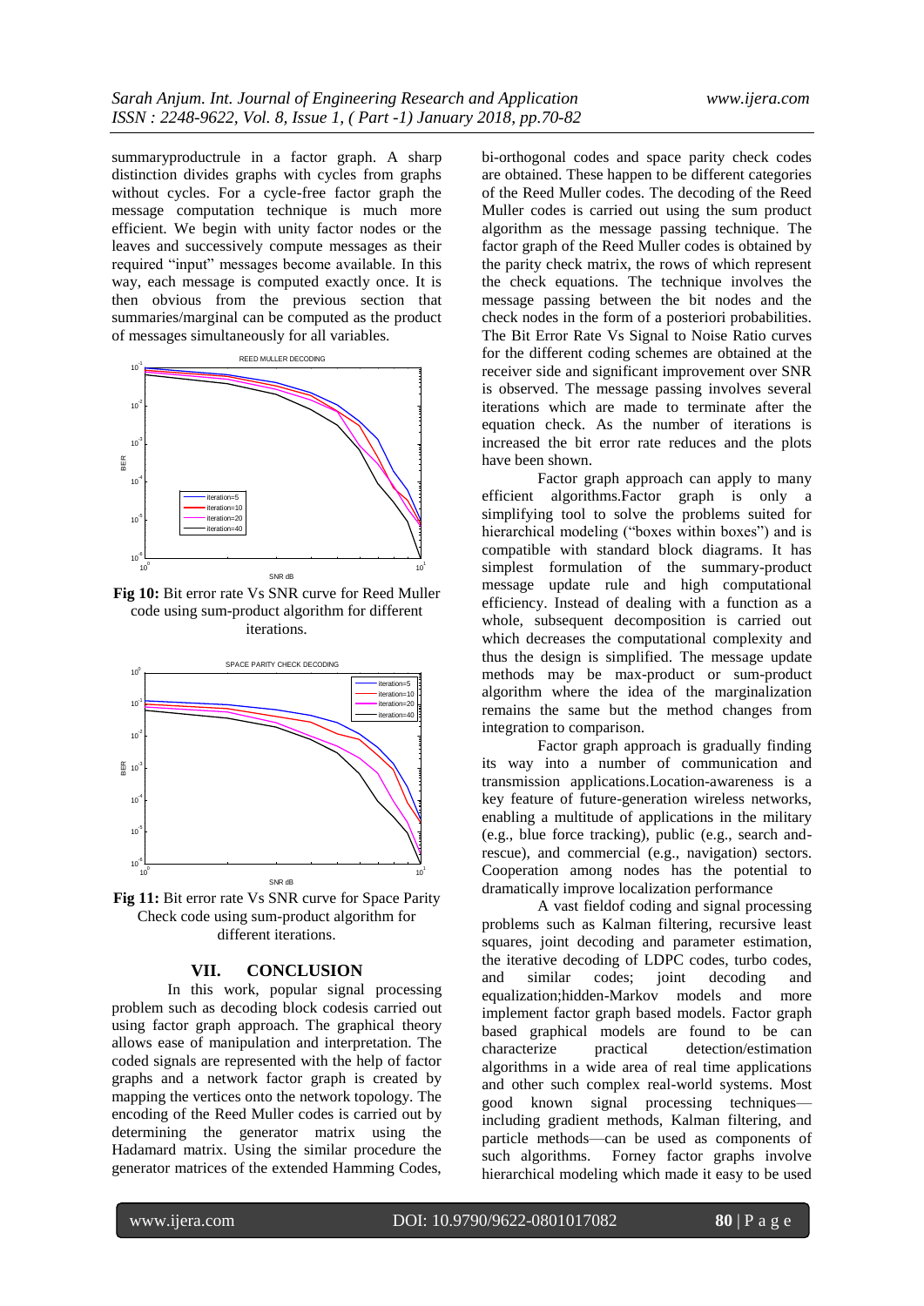summaryproductrule in a factor graph. A sharp distinction divides graphs with cycles from graphs without cycles. For a cycle-free factor graph the message computation technique is much more efficient. We begin with unity factor nodes or the leaves and successively compute messages as their required "input" messages become available. In this way, each message is computed exactly once. It is then obvious from the previous section that summaries/marginal can be computed as the product of messages simultaneously for all variables.

**Fig 10:** Bit error rate Vs SNR curve for Reed Muller code using sum-product algorithm for different iterations.

**Fig 11:** Bit error rate Vs SNR curve for Space Parity Check code using sum-product algorithm for different iterations.

## VII. CONCLUSION

In this work, popular signal processing problem such as decoding block codesis carried out using factor graph approach. The graphical theory allows ease of manipulation and interpretation. The coded signals are represented with the help of factor graphs and a network factor graph is created by mapping the vertices onto the network topology. The encoding of the Reed Muller codes is carried out by determining the generator matrix using the Hadamard matrix. Using the similar procedure the generator matrices of the extended Hamming Codes, bi-orthogonal codes and space parity check codes are obtained. These happen to be different categories of the Reed Muller codes. The decoding of the Reed Muller codes is carried out using the sum product algorithm as the message passing technique. The factor graph of the Reed Muller codes is obtained by the parity check matrix, the rows of which represent the check equations. The technique involves the message passing between the bit nodes and the check nodes in the form of a posteriori probabilities. The Bit Error Rate Vs Signal to Noise Ratio curves for the different coding schemes are obtained at the receiver side and significant improvement over SNR is observed. The message passing involves several iterations which are made to terminate after the equation check. As the number of iterations is increased the bit error rate reduces and the plots have been shown.

Factor graph approach can apply to many efficient algorithms.Factor graph is only a simplifying tool to solve the problems suited for hierarchical modeling ("boxes within boxes") and is compatible with standard block diagrams. It has simplest formulation of the summary-product message update rule and high computational efficiency. Instead of dealing with a function as a whole, subsequent decomposition is carried out which decreases the computational complexity and thus the design is simplified. The message update methods may be max-product or sum-product algorithm where the idea of the marginalization remains the same but the method changes from integration to comparison.

Factor graph approach is gradually finding its way into a number of communication and transmission applications.Location-awareness is a key feature of future-generation wireless networks, enabling a multitude of applications in the military (e.g., blue force tracking), public (e.g., search and-rescue), and commercial (e.g., navigation) sectors. Cooperation among nodes has the potential to dramatically improve localization performance

A vast fieldof coding and signal processing problems such as Kalman filtering, recursive least squares, joint decoding and parameter estimation, the iterative decoding of LDPC codes, turbo codes, and similar codes; joint decoding and equalization;hidden-Markov models and more implement factor graph based models. Factor graph based graphical models are found to be can characterize practical detection/estimation algorithms in a wide area of real time applications and other such complex real-world systems. Most good known signal processing techniques—including gradient methods, Kalman filtering, and particle methods—can be used as components of such algorithms. Forney factor graphs involve hierarchical modeling which made it easy to be used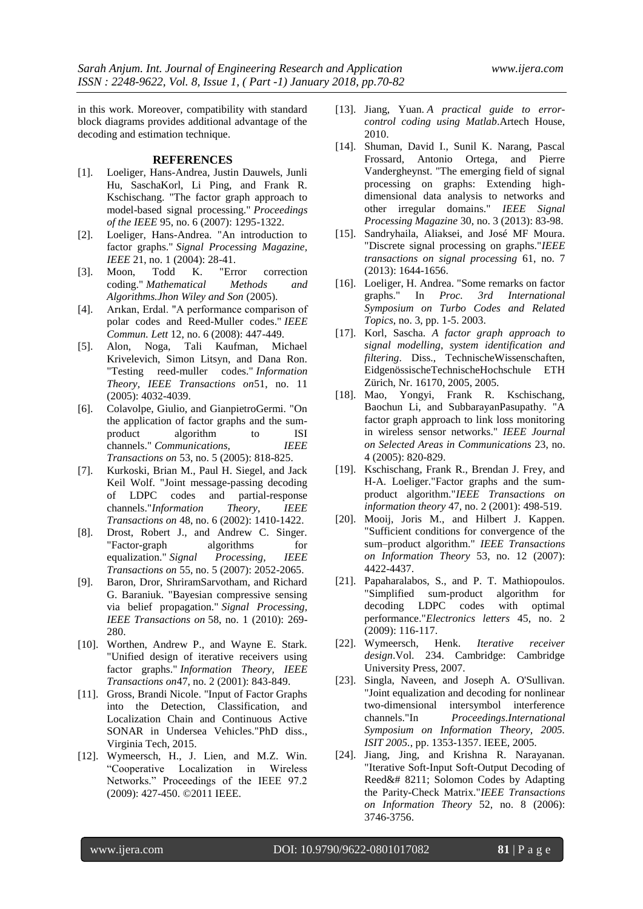in this work. Moreover, compatibility with standard block diagrams provides additional advantage of the decoding and estimation technique.

## REFERENCES

[1]. Loeliger, Hans-Andrea, Justin Dauwels, Junli Hu, SaschaKorl, Li Ping, and Frank R. Kschischang. "The factor graph approach to model-based signal processing." *Proceedings of the IEEE* 95, no. 6 (2007): 1295-1322.

[2]. Loeliger, Hans-Andrea. "An introduction to factor graphs." *Signal Processing Magazine, IEEE* 21, no. 1 (2004): 28-41.

[3]. Moon, Todd K. "Error correction coding." *Mathematical Methods and Algorithms.Jhon Wiley and Son* (2005).

[4]. Arıkan, Erdal. "A performance comparison of polar codes and Reed-Muller codes." *IEEE Commun. Lett* 12, no. 6 (2008): 447-449.

[5]. Alon, Noga, Tali Kaufman, Michael Krivelevich, Simon Litsyn, and Dana Ron. "Testing reed-muller codes." *Information Theory, IEEE Transactions on*51, no. 11 (2005): 4032-4039.

[6]. Colavolpe, Giulio, and GianpietroGermi. "On the application of factor graphs and the sum-product algorithm to ISI channels." *Communications, IEEE Transactions on* 53, no. 5 (2005): 818-825.

[7]. Kurkoski, Brian M., Paul H. Siegel, and Jack Keil Wolf. "Joint message-passing decoding of LDPC codes and partial-response channels."*Information Theory, IEEE Transactions on* 48, no. 6 (2002): 1410-1422.

[8]. Drost, Robert J., and Andrew C. Singer. "Factor-graph algorithms for equalization." *Signal Processing, IEEE Transactions on* 55, no. 5 (2007): 2052-2065.

[9]. Baron, Dror, ShriramSarvotham, and Richard G. Baraniuk. "Bayesian compressive sensing via belief propagation." *Signal Processing, IEEE Transactions on* 58, no. 1 (2010): 269-280.

[10]. Worthen, Andrew P., and Wayne E. Stark. "Unified design of iterative receivers using factor graphs." *Information Theory, IEEE Transactions on*47, no. 2 (2001): 843-849.

[11]. Gross, Brandi Nicole. "Input of Factor Graphs into the Detection, Classification, and Localization Chain and Continuous Active SONAR in Undersea Vehicles."PhD diss., Virginia Tech, 2015.

[12]. Wymeersch, H., J. Lien, and M.Z. Win. "Cooperative Localization in Wireless Networks." Proceedings of the IEEE 97.2 (2009): 427-450. ©2011 IEEE.

[13]. Jiang, Yuan. *A practical guide to error-control coding using Matlab*.Artech House, 2010.

[14]. Shuman, David I., Sunil K. Narang, Pascal Frossard, Antonio Ortega, and Pierre Vandergheynst. "The emerging field of signal processing on graphs: Extending high-dimensional data analysis to networks and other irregular domains." *IEEE Signal Processing Magazine* 30, no. 3 (2013): 83-98.

[15]. Sandryhaila, Aliaksei, and José MF Moura. "Discrete signal processing on graphs."*IEEE transactions on signal processing* 61, no. 7 (2013): 1644-1656.

[16]. Loeliger, H. Andrea. "Some remarks on factor graphs." In *Proc. 3rd International Symposium on Turbo Codes and Related Topics*, no. 3, pp. 1-5. 2003.

[17]. Korl, Sascha. *A factor graph approach to signal modelling, system identification and filtering*. Diss., TechnischeWissenschaften, EidgenössischeTechnischeHochschule ETH Zürich, Nr. 16170, 2005, 2005.

[18]. Mao, Yongyi, Frank R. Kschischang, Baochun Li, and SubbarayanPasupathy. "A factor graph approach to link loss monitoring in wireless sensor networks." *IEEE Journal on Selected Areas in Communications* 23, no. 4 (2005): 820-829.

[19]. Kschischang, Frank R., Brendan J. Frey, and H-A. Loeliger."Factor graphs and the sum-product algorithm."*IEEE Transactions on information theory* 47, no. 2 (2001): 498-519.

[20]. Mooij, Joris M., and Hilbert J. Kappen. "Sufficient conditions for convergence of the sum–product algorithm." *IEEE Transactions on Information Theory* 53, no. 12 (2007): 4422-4437.

[21]. Papaharalabos, S., and P. T. Mathiopoulos. "Simplified sum-product algorithm for decoding LDPC codes with optimal performance."*Electronics letters* 45, no. 2 (2009): 116-117.

[22]. Wymeersch, Henk. *Iterative receiver design*.Vol. 234. Cambridge: Cambridge University Press, 2007.

[23]. Singla, Naveen, and Joseph A. O'Sullivan. "Joint equalization and decoding for nonlinear two-dimensional intersymbol interference channels."In *Proceedings.International Symposium on Information Theory, 2005. ISIT 2005.*, pp. 1353-1357. IEEE, 2005.

[24]. Jiang, Jing, and Krishna R. Narayanan. "Iterative Soft-Input Soft-Output Decoding of Reed&# 8211; Solomon Codes by Adapting the Parity-Check Matrix."*IEEE Transactions on Information Theory* 52, no. 8 (2006): 3746-3756.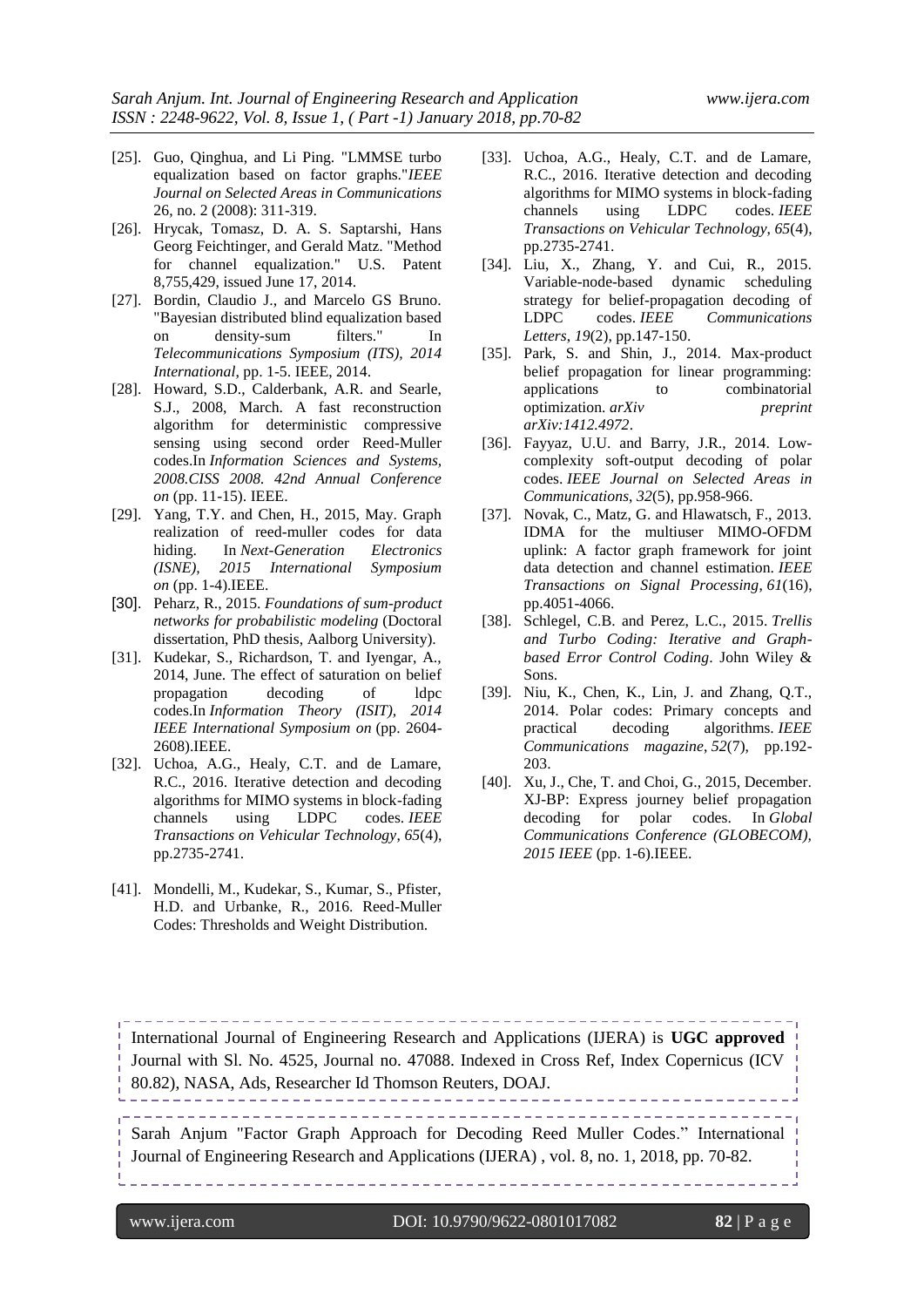[25]. Guo, Qinghua, and Li Ping. "LMMSE turbo equalization based on factor graphs."*IEEE Journal on Selected Areas in Communications* 26, no. 2 (2008): 311-319.

[26]. Hrycak, Tomasz, D. A. S. Saptarshi, Hans Georg Feichtinger, and Gerald Matz. "Method for channel equalization." U.S. Patent 8,755,429, issued June 17, 2014.

[27]. Bordin, Claudio J., and Marcelo GS Bruno. "Bayesian distributed blind equalization based on density-sum filters." In *Telecommunications Symposium (ITS), 2014 International*, pp. 1-5. IEEE, 2014.

[28]. Howard, S.D., Calderbank, A.R. and Searle, S.J., 2008, March. A fast reconstruction algorithm for deterministic compressive sensing using second order Reed-Muller codes.In *Information Sciences and Systems, 2008.CISS 2008. 42nd Annual Conference on* (pp. 11-15). IEEE.

[29]. Yang, T.Y. and Chen, H., 2015, May. Graph realization of reed-muller codes for data hiding. In *Next-Generation Electronics (ISNE), 2015 International Symposium on* (pp. 1-4).IEEE.

[30]. Peharz, R., 2015. *Foundations of sum-product networks for probabilistic modeling* (Doctoral dissertation, PhD thesis, Aalborg University).

[31]. Kudekar, S., Richardson, T. and Iyengar, A., 2014, June. The effect of saturation on belief propagation decoding of ldpc codes.In *Information Theory (ISIT), 2014 IEEE International Symposium on* (pp. 2604-2608).IEEE.

[32]. Uchoa, A.G., Healy, C.T. and de Lamare, R.C., 2016. Iterative detection and decoding algorithms for MIMO systems in block-fading channels using LDPC codes. *IEEE Transactions on Vehicular Technology*, *65*(4), pp.2735-2741.

[41]. Mondelli, M., Kudekar, S., Kumar, S., Pfister, H.D. and Urbanke, R., 2016. Reed-Muller Codes: Thresholds and Weight Distribution.

[33]. Uchoa, A.G., Healy, C.T. and de Lamare, R.C., 2016. Iterative detection and decoding algorithms for MIMO systems in block-fading channels using LDPC codes. *IEEE Transactions on Vehicular Technology*, *65*(4), pp.2735-2741.

[34]. Liu, X., Zhang, Y. and Cui, R., 2015. Variable-node-based dynamic scheduling strategy for belief-propagation decoding of LDPC codes. *IEEE Communications Letters*, *19*(2), pp.147-150.

[35]. Park, S. and Shin, J., 2014. Max-product belief propagation for linear programming: applications to combinatorial optimization. *arXiv preprint arXiv:1412.4972*.

[36]. Fayyaz, U.U. and Barry, J.R., 2014. Low-complexity soft-output decoding of polar codes. *IEEE Journal on Selected Areas in Communications*, *32*(5), pp.958-966.

[37]. Novak, C., Matz, G. and Hlawatsch, F., 2013. IDMA for the multiuser MIMO-OFDM uplink: A factor graph framework for joint data detection and channel estimation. *IEEE Transactions on Signal Processing*, *61*(16), pp.4051-4066.

[38]. Schlegel, C.B. and Perez, L.C., 2015. *Trellis and Turbo Coding: Iterative and Graph-based Error Control Coding*. John Wiley & Sons.

[39]. Niu, K., Chen, K., Lin, J. and Zhang, Q.T., 2014. Polar codes: Primary concepts and practical decoding algorithms. *IEEE Communications magazine*, *52*(7), pp.192-203.

[40]. Xu, J., Che, T. and Choi, G., 2015, December. XJ-BP: Express journey belief propagation decoding for polar codes. In *Global Communications Conference (GLOBECOM), 2015 IEEE* (pp. 1-6).IEEE.

International Journal of Engineering Research and Applications (IJERA) is **UGC approved** Journal with Sl. No. 4525, Journal no. 47088. Indexed in Cross Ref, Index Copernicus (ICV 80.82), NASA, Ads, Researcher Id Thomson Reuters, DOAJ.

Sarah Anjum "Factor Graph Approach for Decoding Reed Muller Codes." International Journal of Engineering Research and Applications (IJERA) , vol. 8, no. 1, 2018, pp. 70-82.